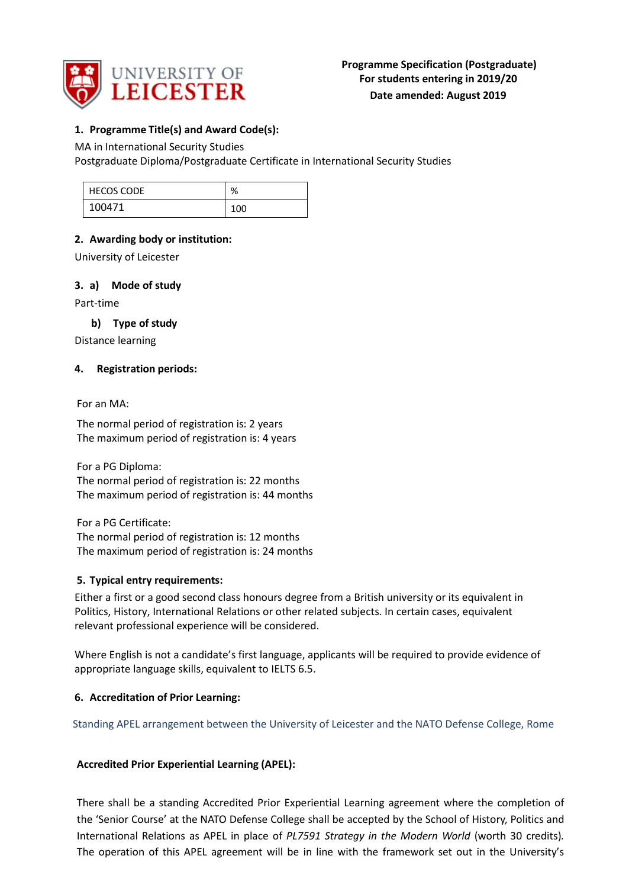**Programme Specification (Postgraduate)**
**For students entering in 2019/20**
**Date amended: August 2019**

## 1. Programme Title(s) and Award Code(s):

MA in International Security Studies
Postgraduate Diploma/Postgraduate Certificate in International Security Studies

| HECOS CODE | % |
|---|---|
| 100471 | 100 |

## 2. Awarding body or institution:

University of Leicester

## 3. a) Mode of study

Part-time

### b) Type of study

Distance learning

## 4. Registration periods:

For an MA:

The normal period of registration is: 2 years
The maximum period of registration is: 4 years

For a PG Diploma:
The normal period of registration is: 22 months
The maximum period of registration is: 44 months

For a PG Certificate:
The normal period of registration is: 12 months
The maximum period of registration is: 24 months

## 5. Typical entry requirements:

Either a first or a good second class honours degree from a British university or its equivalent in Politics, History, International Relations or other related subjects. In certain cases, equivalent relevant professional experience will be considered.

Where English is not a candidate's first language, applicants will be required to provide evidence of appropriate language skills, equivalent to IELTS 6.5.

## 6. Accreditation of Prior Learning:

Standing APEL arrangement between the University of Leicester and the NATO Defense College, Rome

**Accredited Prior Experiential Learning (APEL):**

There shall be a standing Accredited Prior Experiential Learning agreement where the completion of the 'Senior Course' at the NATO Defense College shall be accepted by the School of History, Politics and International Relations as APEL in place of *PL7591 Strategy in the Modern World* (worth 30 credits). The operation of this APEL agreement will be in line with the framework set out in the University's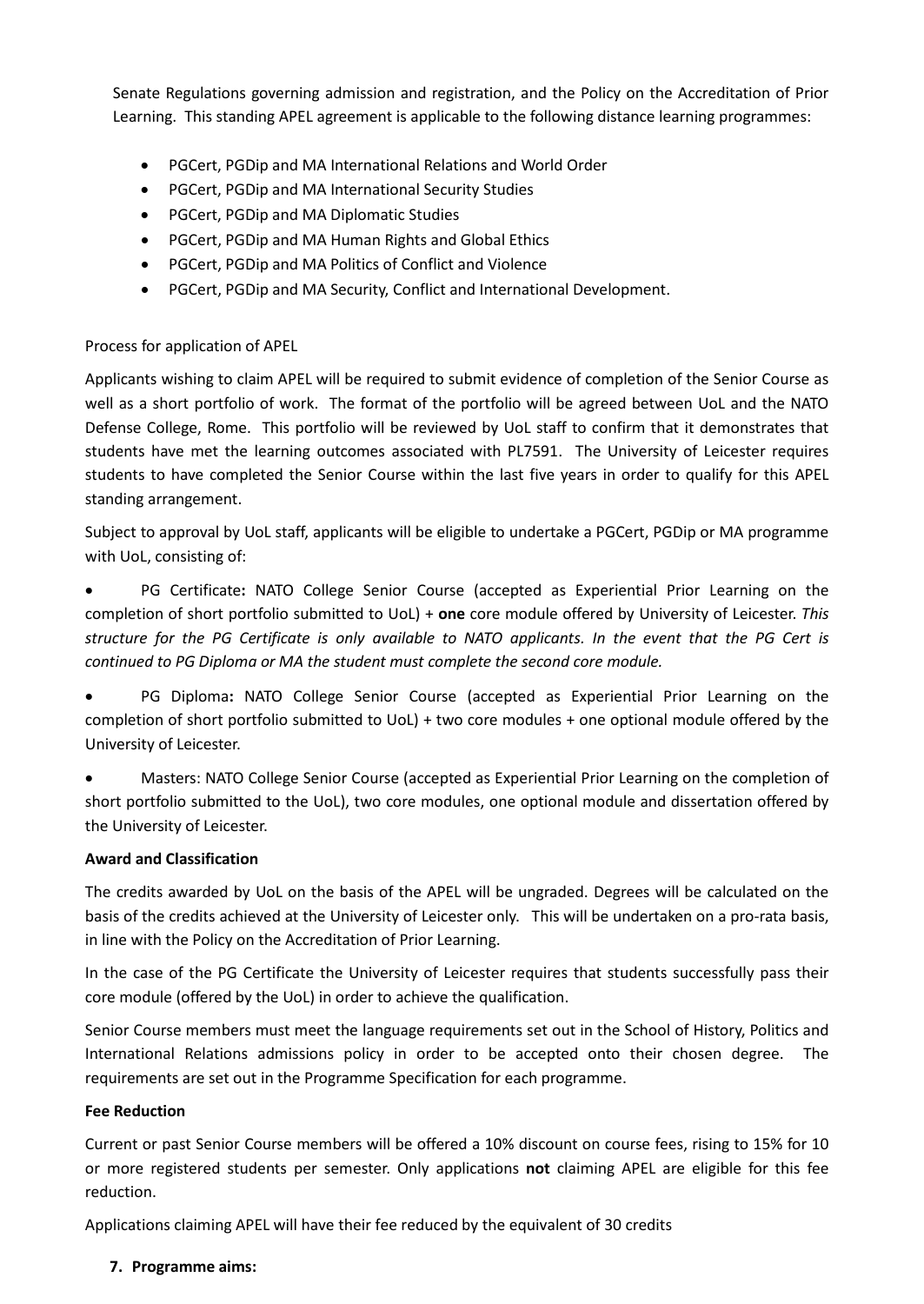Senate Regulations governing admission and registration, and the Policy on the Accreditation of Prior Learning. This standing APEL agreement is applicable to the following distance learning programmes:

- PGCert, PGDip and MA International Relations and World Order
- PGCert, PGDip and MA International Security Studies
- PGCert, PGDip and MA Diplomatic Studies
- PGCert, PGDip and MA Human Rights and Global Ethics
- PGCert, PGDip and MA Politics of Conflict and Violence
- PGCert, PGDip and MA Security, Conflict and International Development.

Process for application of APEL

Applicants wishing to claim APEL will be required to submit evidence of completion of the Senior Course as well as a short portfolio of work. The format of the portfolio will be agreed between UoL and the NATO Defense College, Rome. This portfolio will be reviewed by UoL staff to confirm that it demonstrates that students have met the learning outcomes associated with PL7591. The University of Leicester requires students to have completed the Senior Course within the last five years in order to qualify for this APEL standing arrangement.

Subject to approval by UoL staff, applicants will be eligible to undertake a PGCert, PGDip or MA programme with UoL, consisting of:

- PG Certificate**:** NATO College Senior Course (accepted as Experiential Prior Learning on the completion of short portfolio submitted to UoL) + **one** core module offered by University of Leicester. *This structure for the PG Certificate is only available to NATO applicants. In the event that the PG Cert is continued to PG Diploma or MA the student must complete the second core module.*
- PG Diploma**:** NATO College Senior Course (accepted as Experiential Prior Learning on the completion of short portfolio submitted to UoL) + two core modules + one optional module offered by the University of Leicester.
- Masters: NATO College Senior Course (accepted as Experiential Prior Learning on the completion of short portfolio submitted to the UoL), two core modules, one optional module and dissertation offered by the University of Leicester.

**Award and Classification**

The credits awarded by UoL on the basis of the APEL will be ungraded. Degrees will be calculated on the basis of the credits achieved at the University of Leicester only. This will be undertaken on a pro-rata basis, in line with the Policy on the Accreditation of Prior Learning.

In the case of the PG Certificate the University of Leicester requires that students successfully pass their core module (offered by the UoL) in order to achieve the qualification.

Senior Course members must meet the language requirements set out in the School of History, Politics and International Relations admissions policy in order to be accepted onto their chosen degree. The requirements are set out in the Programme Specification for each programme.

**Fee Reduction**

Current or past Senior Course members will be offered a 10% discount on course fees, rising to 15% for 10 or more registered students per semester. Only applications **not** claiming APEL are eligible for this fee reduction.

Applications claiming APEL will have their fee reduced by the equivalent of 30 credits

**7. Programme aims:**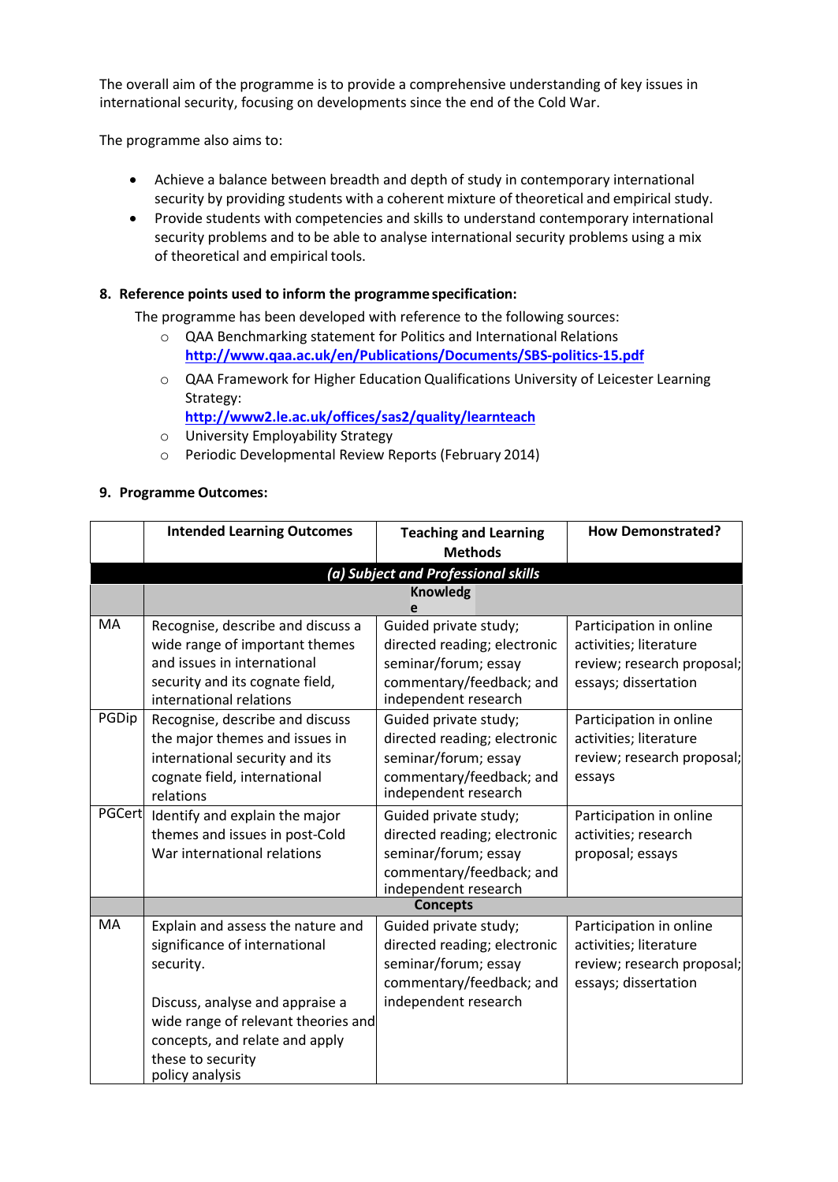The overall aim of the programme is to provide a comprehensive understanding of key issues in international security, focusing on developments since the end of the Cold War.

The programme also aims to:

- Achieve a balance between breadth and depth of study in contemporary international security by providing students with a coherent mixture of theoretical and empirical study.
- Provide students with competencies and skills to understand contemporary international security problems and to be able to analyse international security problems using a mix of theoretical and empirical tools.

**8. Reference points used to inform the programme specification:**

The programme has been developed with reference to the following sources:

- QAA Benchmarking statement for Politics and International Relations **http://www.qaa.ac.uk/en/Publications/Documents/SBS-politics-15.pdf**
- QAA Framework for Higher Education Qualifications University of Leicester Learning Strategy: **http://www2.le.ac.uk/offices/sas2/quality/learnteach**
- University Employability Strategy
- Periodic Developmental Review Reports (February 2014)

**9. Programme Outcomes:**

| | **Intended Learning Outcomes** | **Teaching and Learning Methods** | **How Demonstrated?** |
|---|---|---|---|
| | ***(a) Subject and Professional skills*** | | |
| | **Knowledge** | | |
| MA | Recognise, describe and discuss a wide range of important themes and issues in international security and its cognate field, international relations | Guided private study; directed reading; electronic seminar/forum; essay commentary/feedback; and independent research | Participation in online activities; literature review; research proposal; essays; dissertation |
| PGDip | Recognise, describe and discuss the major themes and issues in international security and its cognate field, international relations | Guided private study; directed reading; electronic seminar/forum; essay commentary/feedback; and independent research | Participation in online activities; literature review; research proposal; essays |
| PGCert | Identify and explain the major themes and issues in post-Cold War international relations | Guided private study; directed reading; electronic seminar/forum; essay commentary/feedback; and independent research | Participation in online activities; research proposal; essays |
| | **Concepts** | | |
| MA | Explain and assess the nature and significance of international security.<br><br>Discuss, analyse and appraise a wide range of relevant theories and concepts, and relate and apply these to security policy analysis | Guided private study; directed reading; electronic seminar/forum; essay commentary/feedback; and independent research | Participation in online activities; literature review; research proposal; essays; dissertation |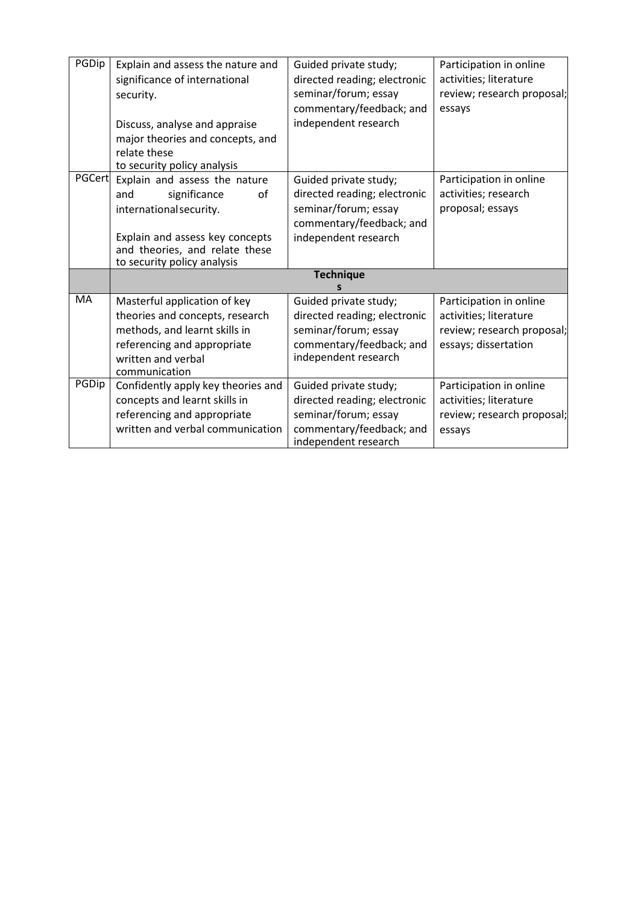| | | | |
|---|---|---|---|
| PGDip | Explain and assess the nature and significance of international security.<br><br>Discuss, analyse and appraise major theories and concepts, and relate these to security policy analysis | Guided private study; directed reading; electronic seminar/forum; essay commentary/feedback; and independent research | Participation in online activities; literature review; research proposal; essays |
| PGCert | Explain and assess the nature and significance of international security.<br><br>Explain and assess key concepts and theories, and relate these to security policy analysis | Guided private study; directed reading; electronic seminar/forum; essay commentary/feedback; and independent research | Participation in online activities; research proposal; essays |
| | **Techniques** | | |
| MA | Masterful application of key theories and concepts, research methods, and learnt skills in referencing and appropriate written and verbal communication | Guided private study; directed reading; electronic seminar/forum; essay commentary/feedback; and independent research | Participation in online activities; literature review; research proposal; essays; dissertation |
| PGDip | Confidently apply key theories and concepts and learnt skills in referencing and appropriate written and verbal communication | Guided private study; directed reading; electronic seminar/forum; essay commentary/feedback; and independent research | Participation in online activities; literature review; research proposal; essays |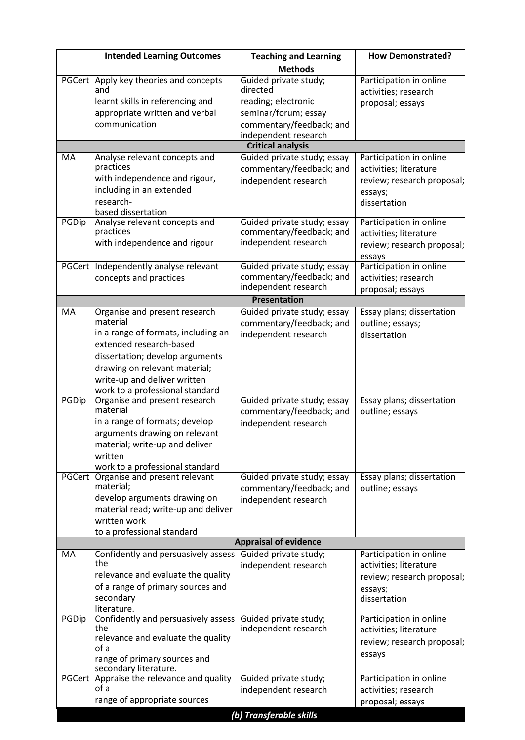| | Intended Learning Outcomes | Teaching and Learning Methods | How Demonstrated? |
|---|---|---|---|
| PGCert | Apply key theories and concepts and learnt skills in referencing and appropriate written and verbal communication | Guided private study; directed reading; electronic seminar/forum; essay commentary/feedback; and independent research | Participation in online activities; research proposal; essays |
| | **Critical analysis** | | |
| MA | Analyse relevant concepts and practices with independence and rigour, including in an extended research-based dissertation | Guided private study; essay commentary/feedback; and independent research | Participation in online activities; literature review; research proposal; essays; dissertation |
| PGDip | Analyse relevant concepts and practices with independence and rigour | Guided private study; essay commentary/feedback; and independent research | Participation in online activities; literature review; research proposal; essays |
| PGCert | Independently analyse relevant concepts and practices | Guided private study; essay commentary/feedback; and independent research | Participation in online activities; research proposal; essays |
| | **Presentation** | | |
| MA | Organise and present research material in a range of formats, including an extended research-based dissertation; develop arguments drawing on relevant material; write-up and deliver written work to a professional standard | Guided private study; essay commentary/feedback; and independent research | Essay plans; dissertation outline; essays; dissertation |
| PGDip | Organise and present research material in a range of formats; develop arguments drawing on relevant material; write-up and deliver written work to a professional standard | Guided private study; essay commentary/feedback; and independent research | Essay plans; dissertation outline; essays |
| PGCert | Organise and present relevant material; develop arguments drawing on material read; write-up and deliver written work to a professional standard | Guided private study; essay commentary/feedback; and independent research | Essay plans; dissertation outline; essays |
| | **Appraisal of evidence** | | |
| MA | Confidently and persuasively assess the relevance and evaluate the quality of a range of primary sources and secondary literature. | Guided private study; independent research | Participation in online activities; literature review; research proposal; essays; dissertation |
| PGDip | Confidently and persuasively assess the relevance and evaluate the quality of a range of primary sources and secondary literature. | Guided private study; independent research | Participation in online activities; literature review; research proposal; essays |
| PGCert | Appraise the relevance and quality of a range of appropriate sources | Guided private study; independent research | Participation in online activities; research proposal; essays |
| | ***(b) Transferable skills*** | | |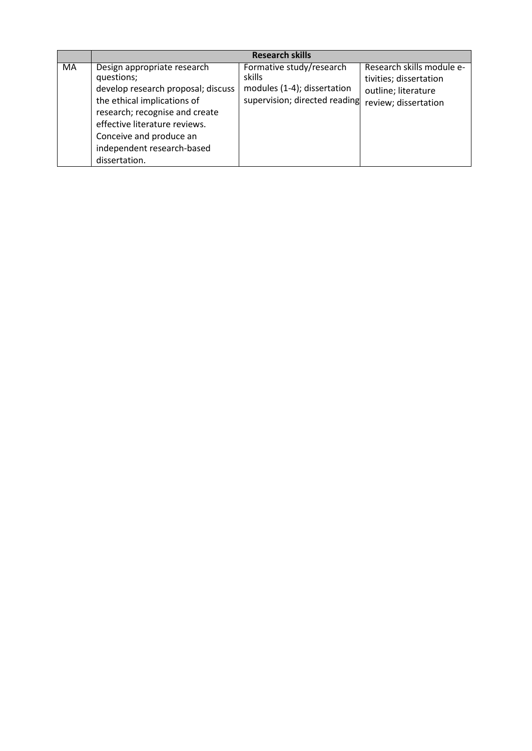| | Research skills | | |
|---|---|---|---|
| MA | Design appropriate research questions; develop research proposal; discuss the ethical implications of research; recognise and create effective literature reviews. Conceive and produce an independent research-based dissertation. | Formative study/research skills modules (1-4); dissertation supervision; directed reading | Research skills module e-tivities; dissertation outline; literature review; dissertation |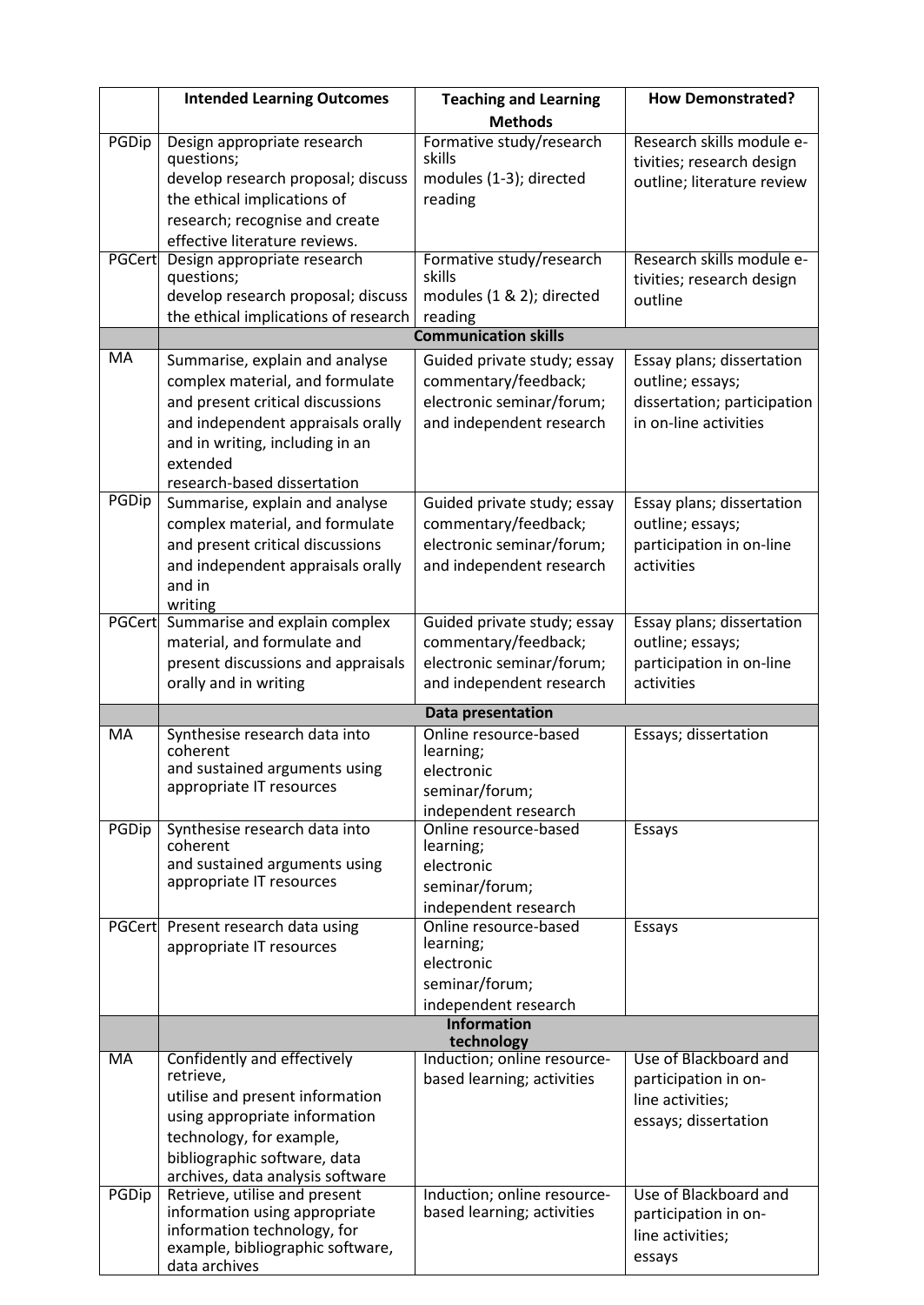| | Intended Learning Outcomes | Teaching and Learning Methods | How Demonstrated? |
|---|---|---|---|
| PGDip | Design appropriate research questions; develop research proposal; discuss the ethical implications of research; recognise and create effective literature reviews. | Formative study/research skills modules (1-3); directed reading | Research skills module e-tivities; research design outline; literature review |
| PGCert | Design appropriate research questions; develop research proposal; discuss the ethical implications of research | Formative study/research skills modules (1 & 2); directed reading | Research skills module e-tivities; research design outline |
| | **Communication skills** | | |
| MA | Summarise, explain and analyse complex material, and formulate and present critical discussions and independent appraisals orally and in writing, including in an extended research-based dissertation | Guided private study; essay commentary/feedback; electronic seminar/forum; and independent research | Essay plans; dissertation outline; essays; dissertation; participation in on-line activities |
| PGDip | Summarise, explain and analyse complex material, and formulate and present critical discussions and independent appraisals orally and in writing | Guided private study; essay commentary/feedback; electronic seminar/forum; and independent research | Essay plans; dissertation outline; essays; participation in on-line activities |
| PGCert | Summarise and explain complex material, and formulate and present discussions and appraisals orally and in writing | Guided private study; essay commentary/feedback; electronic seminar/forum; and independent research | Essay plans; dissertation outline; essays; participation in on-line activities |
| | **Data presentation** | | |
| MA | Synthesise research data into coherent and sustained arguments using appropriate IT resources | Online resource-based learning; electronic seminar/forum; independent research | Essays; dissertation |
| PGDip | Synthesise research data into coherent and sustained arguments using appropriate IT resources | Online resource-based learning; electronic seminar/forum; independent research | Essays |
| PGCert | Present research data using appropriate IT resources | Online resource-based learning; electronic seminar/forum; independent research | Essays |
| | **Information technology** | | |
| MA | Confidently and effectively retrieve, utilise and present information using appropriate information technology, for example, bibliographic software, data archives, data analysis software | Induction; online resource-based learning; activities | Use of Blackboard and participation in on-line activities; essays; dissertation |
| PGDip | Retrieve, utilise and present information using appropriate information technology, for example, bibliographic software, data archives | Induction; online resource-based learning; activities | Use of Blackboard and participation in on-line activities; essays |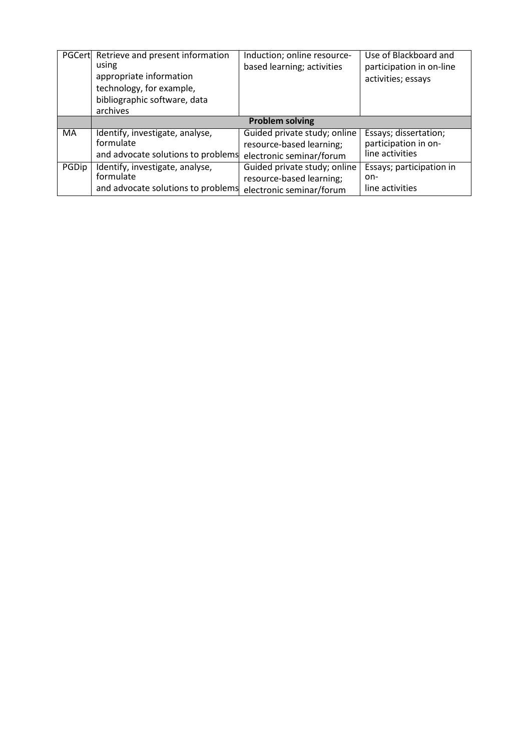| | | | |
|---|---|---|---|
| PGCert | Retrieve and present information using appropriate information technology, for example, bibliographic software, data archives | Induction; online resource-based learning; activities | Use of Blackboard and participation in on-line activities; essays |
| | **Problem solving** | | |
| MA | Identify, investigate, analyse, formulate and advocate solutions to problems | Guided private study; online resource-based learning; electronic seminar/forum | Essays; dissertation; participation in on-line activities |
| PGDip | Identify, investigate, analyse, formulate and advocate solutions to problems | Guided private study; online resource-based learning; electronic seminar/forum | Essays; participation in on-line activities |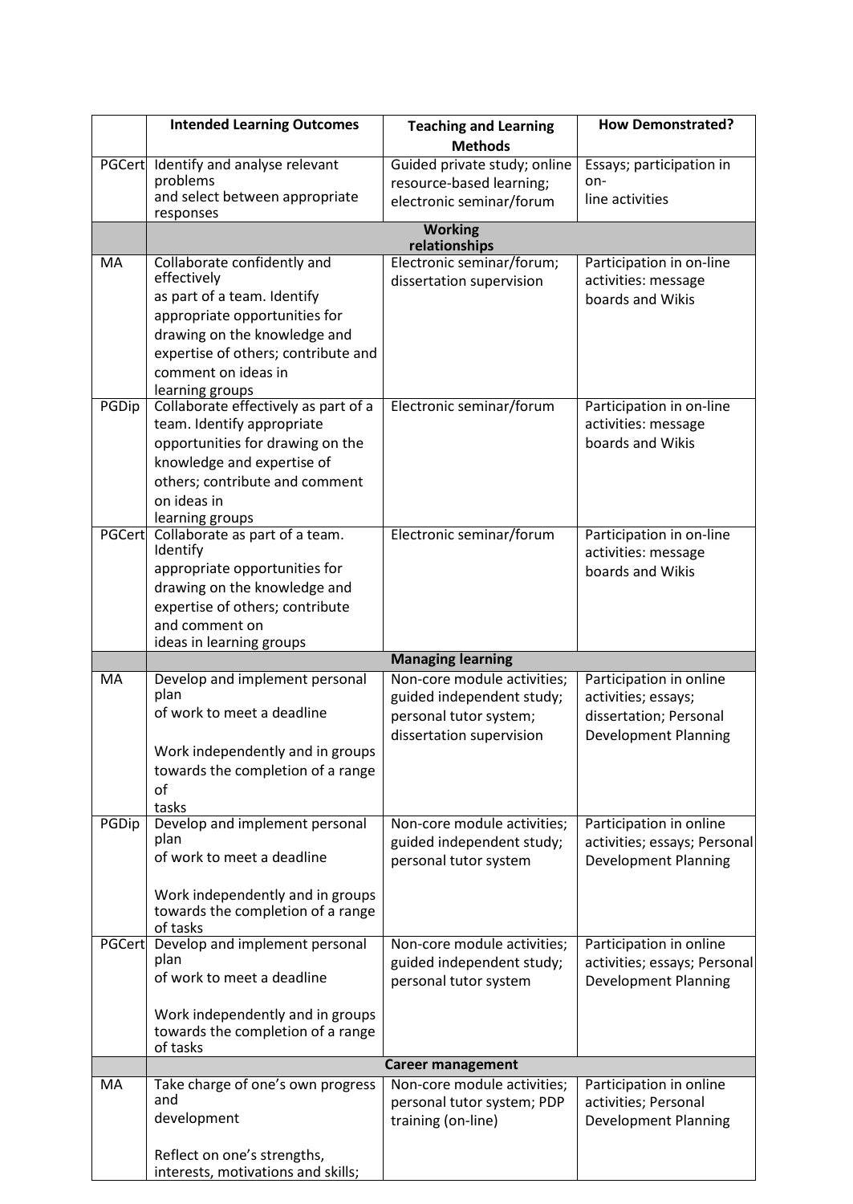| | Intended Learning Outcomes | Teaching and Learning Methods | How Demonstrated? |
|---|---|---|---|
| PGCert | Identify and analyse relevant problems and select between appropriate responses | Guided private study; online resource-based learning; electronic seminar/forum | Essays; participation in on-line activities |
| | **Working relationships** | | |
| MA | Collaborate confidently and effectively as part of a team. Identify appropriate opportunities for drawing on the knowledge and expertise of others; contribute and comment on ideas in learning groups | Electronic seminar/forum; dissertation supervision | Participation in on-line activities: message boards and Wikis |
| PGDip | Collaborate effectively as part of a team. Identify appropriate opportunities for drawing on the knowledge and expertise of others; contribute and comment on ideas in learning groups | Electronic seminar/forum | Participation in on-line activities: message boards and Wikis |
| PGCert | Collaborate as part of a team. Identify appropriate opportunities for drawing on the knowledge and expertise of others; contribute and comment on ideas in learning groups | Electronic seminar/forum | Participation in on-line activities: message boards and Wikis |
| | **Managing learning** | | |
| MA | Develop and implement personal plan of work to meet a deadline<br><br>Work independently and in groups towards the completion of a range of tasks | Non-core module activities; guided independent study; personal tutor system; dissertation supervision | Participation in online activities; essays; dissertation; Personal Development Planning |
| PGDip | Develop and implement personal plan of work to meet a deadline<br><br>Work independently and in groups towards the completion of a range of tasks | Non-core module activities; guided independent study; personal tutor system | Participation in online activities; essays; Personal Development Planning |
| PGCert | Develop and implement personal plan of work to meet a deadline<br><br>Work independently and in groups towards the completion of a range of tasks | Non-core module activities; guided independent study; personal tutor system | Participation in online activities; essays; Personal Development Planning |
| | **Career management** | | |
| MA | Take charge of one's own progress and development<br><br>Reflect on one's strengths, interests, motivations and skills; | Non-core module activities; personal tutor system; PDP training (on-line) | Participation in online activities; Personal Development Planning |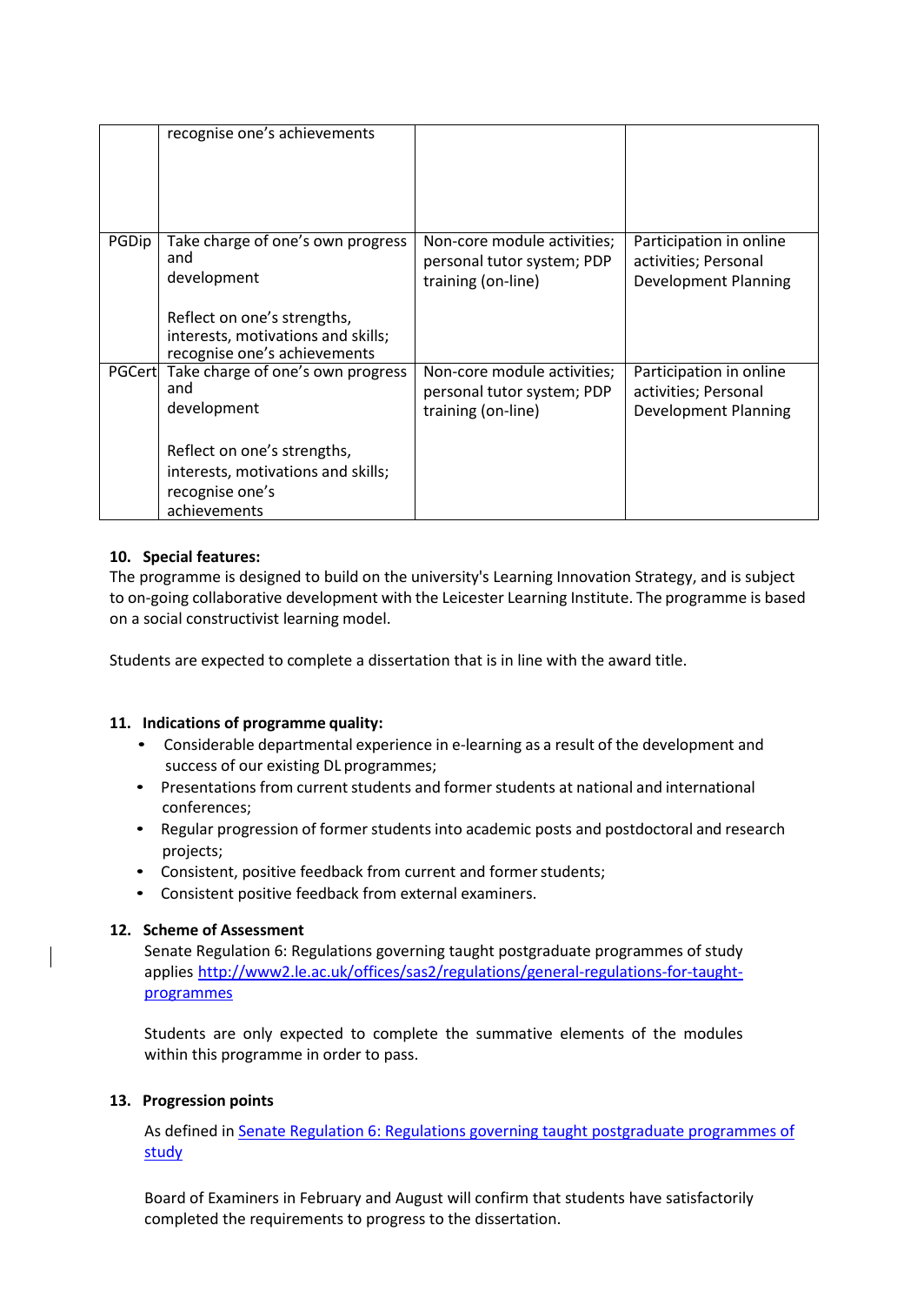| | recognise one's achievements | | |
|---|---|---|---|
| PGDip | Take charge of one's own progress and development<br><br>Reflect on one's strengths, interests, motivations and skills; recognise one's achievements | Non-core module activities; personal tutor system; PDP training (on-line) | Participation in online activities; Personal Development Planning |
| PGCert | Take charge of one's own progress and development<br><br>Reflect on one's strengths, interests, motivations and skills; recognise one's achievements | Non-core module activities; personal tutor system; PDP training (on-line) | Participation in online activities; Personal Development Planning |

**10. Special features:**

The programme is designed to build on the university's Learning Innovation Strategy, and is subject to on-going collaborative development with the Leicester Learning Institute. The programme is based on a social constructivist learning model.

Students are expected to complete a dissertation that is in line with the award title.

**11. Indications of programme quality:**

- Considerable departmental experience in e-learning as a result of the development and success of our existing DL programmes;
- Presentations from current students and former students at national and international conferences;
- Regular progression of former students into academic posts and postdoctoral and research projects;
- Consistent, positive feedback from current and former students;
- Consistent positive feedback from external examiners.

**12. Scheme of Assessment**

Senate Regulation 6: Regulations governing taught postgraduate programmes of study applies [http://www2.le.ac.uk/offices/sas2/regulations/general-regulations-for-taught-programmes](http://www2.le.ac.uk/offices/sas2/regulations/general-regulations-for-taught-programmes)

Students are only expected to complete the summative elements of the modules within this programme in order to pass.

**13. Progression points**

As defined in [Senate Regulation 6: Regulations governing taught postgraduate programmes of study]()

Board of Examiners in February and August will confirm that students have satisfactorily completed the requirements to progress to the dissertation.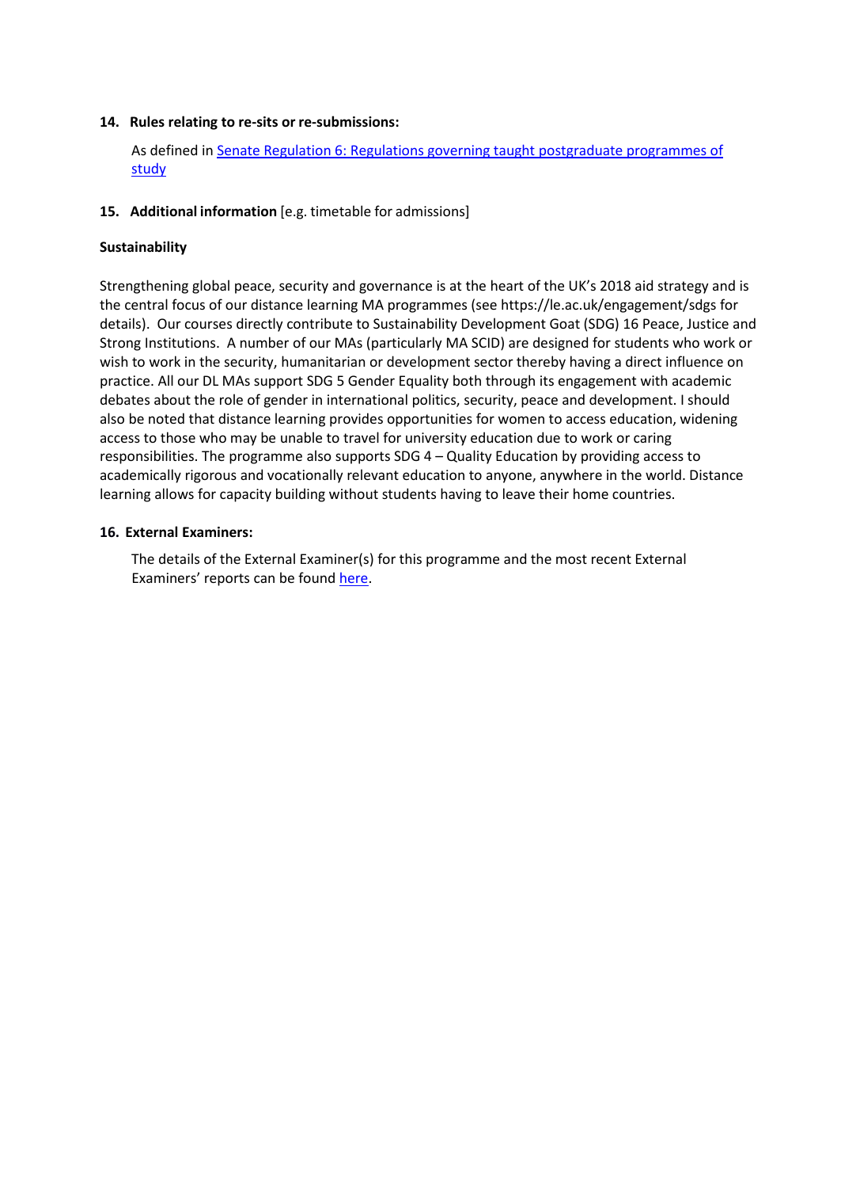**14. Rules relating to re-sits or re-submissions:**

As defined in [Senate Regulation 6: Regulations governing taught postgraduate programmes of study]()

**15. Additional information** [e.g. timetable for admissions]

**Sustainability**

Strengthening global peace, security and governance is at the heart of the UK's 2018 aid strategy and is the central focus of our distance learning MA programmes (see https://le.ac.uk/engagement/sdgs for details). Our courses directly contribute to Sustainability Development Goat (SDG) 16 Peace, Justice and Strong Institutions. A number of our MAs (particularly MA SCID) are designed for students who work or wish to work in the security, humanitarian or development sector thereby having a direct influence on practice. All our DL MAs support SDG 5 Gender Equality both through its engagement with academic debates about the role of gender in international politics, security, peace and development. I should also be noted that distance learning provides opportunities for women to access education, widening access to those who may be unable to travel for university education due to work or caring responsibilities. The programme also supports SDG 4 – Quality Education by providing access to academically rigorous and vocationally relevant education to anyone, anywhere in the world. Distance learning allows for capacity building without students having to leave their home countries.

**16. External Examiners:**

The details of the External Examiner(s) for this programme and the most recent External Examiners' reports can be found [here]().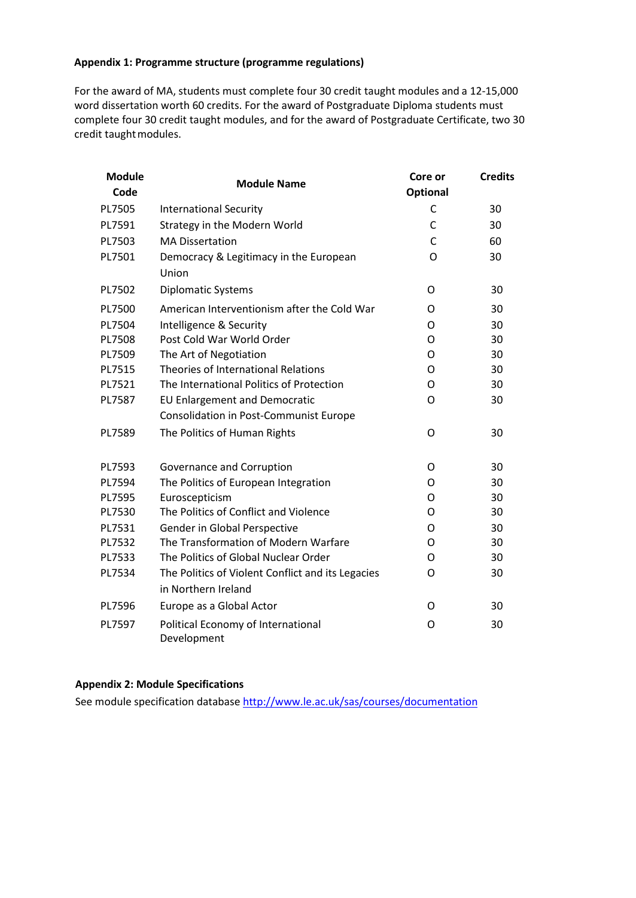**Appendix 1: Programme structure (programme regulations)**

For the award of MA, students must complete four 30 credit taught modules and a 12-15,000 word dissertation worth 60 credits. For the award of Postgraduate Diploma students must complete four 30 credit taught modules, and for the award of Postgraduate Certificate, two 30 credit taught modules.

| Module Code | Module Name | Core or Optional | Credits |
|---|---|---|---|
| PL7505 | International Security | C | 30 |
| PL7591 | Strategy in the Modern World | C | 30 |
| PL7503 | MA Dissertation | C | 60 |
| PL7501 | Democracy & Legitimacy in the European Union | O | 30 |
| PL7502 | Diplomatic Systems | O | 30 |
| PL7500 | American Interventionism after the Cold War | O | 30 |
| PL7504 | Intelligence & Security | O | 30 |
| PL7508 | Post Cold War World Order | O | 30 |
| PL7509 | The Art of Negotiation | O | 30 |
| PL7515 | Theories of International Relations | O | 30 |
| PL7521 | The International Politics of Protection | O | 30 |
| PL7587 | EU Enlargement and Democratic Consolidation in Post-Communist Europe | O | 30 |
| PL7589 | The Politics of Human Rights | O | 30 |
| PL7593 | Governance and Corruption | O | 30 |
| PL7594 | The Politics of European Integration | O | 30 |
| PL7595 | Euroscepticism | O | 30 |
| PL7530 | The Politics of Conflict and Violence | O | 30 |
| PL7531 | Gender in Global Perspective | O | 30 |
| PL7532 | The Transformation of Modern Warfare | O | 30 |
| PL7533 | The Politics of Global Nuclear Order | O | 30 |
| PL7534 | The Politics of Violent Conflict and its Legacies in Northern Ireland | O | 30 |
| PL7596 | Europe as a Global Actor | O | 30 |
| PL7597 | Political Economy of International Development | O | 30 |

**Appendix 2: Module Specifications**

See module specification database http://www.le.ac.uk/sas/courses/documentation